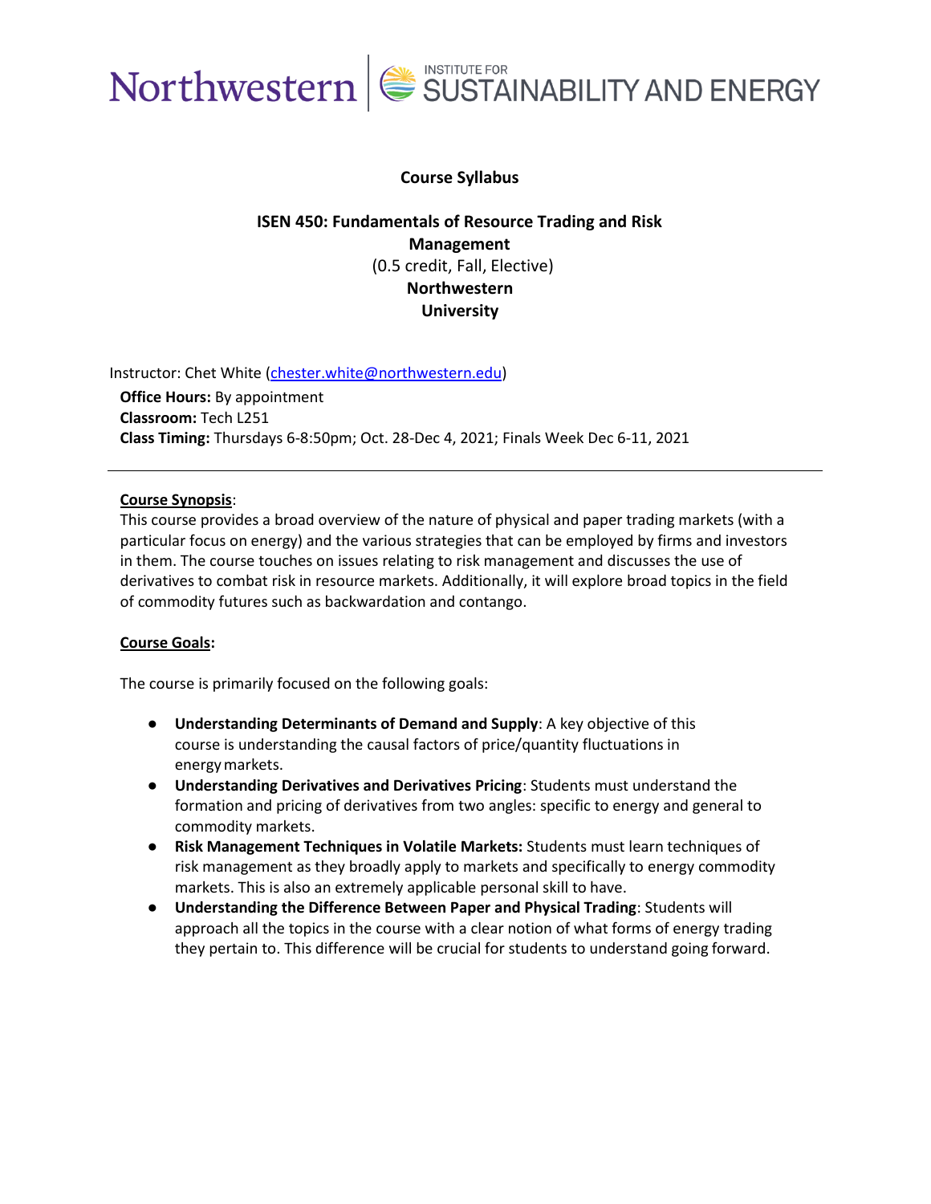Northwestern | INSTITUTE FOR SUSTAINABILITY AND ENERGY

**Course Syllabus**

**ISEN 450: Fundamentals of Resource Trading and Risk Management**
(0.5 credit, Fall, Elective)
**Northwestern University**

Instructor: Chet White (chester.white@northwestern.edu)
**Office Hours:** By appointment
**Classroom:** Tech L251
**Class Timing:** Thursdays 6-8:50pm; Oct. 28-Dec 4, 2021; Finals Week Dec 6-11, 2021

---

**Course Synopsis**:
This course provides a broad overview of the nature of physical and paper trading markets (with a particular focus on energy) and the various strategies that can be employed by firms and investors in them. The course touches on issues relating to risk management and discusses the use of derivatives to combat risk in resource markets. Additionally, it will explore broad topics in the field of commodity futures such as backwardation and contango.

**Course Goals:**

The course is primarily focused on the following goals:

- **Understanding Determinants of Demand and Supply**: A key objective of this course is understanding the causal factors of price/quantity fluctuations in energy markets.
- **Understanding Derivatives and Derivatives Pricing**: Students must understand the formation and pricing of derivatives from two angles: specific to energy and general to commodity markets.
- **Risk Management Techniques in Volatile Markets:** Students must learn techniques of risk management as they broadly apply to markets and specifically to energy commodity markets. This is also an extremely applicable personal skill to have.
- **Understanding the Difference Between Paper and Physical Trading**: Students will approach all the topics in the course with a clear notion of what forms of energy trading they pertain to. This difference will be crucial for students to understand going forward.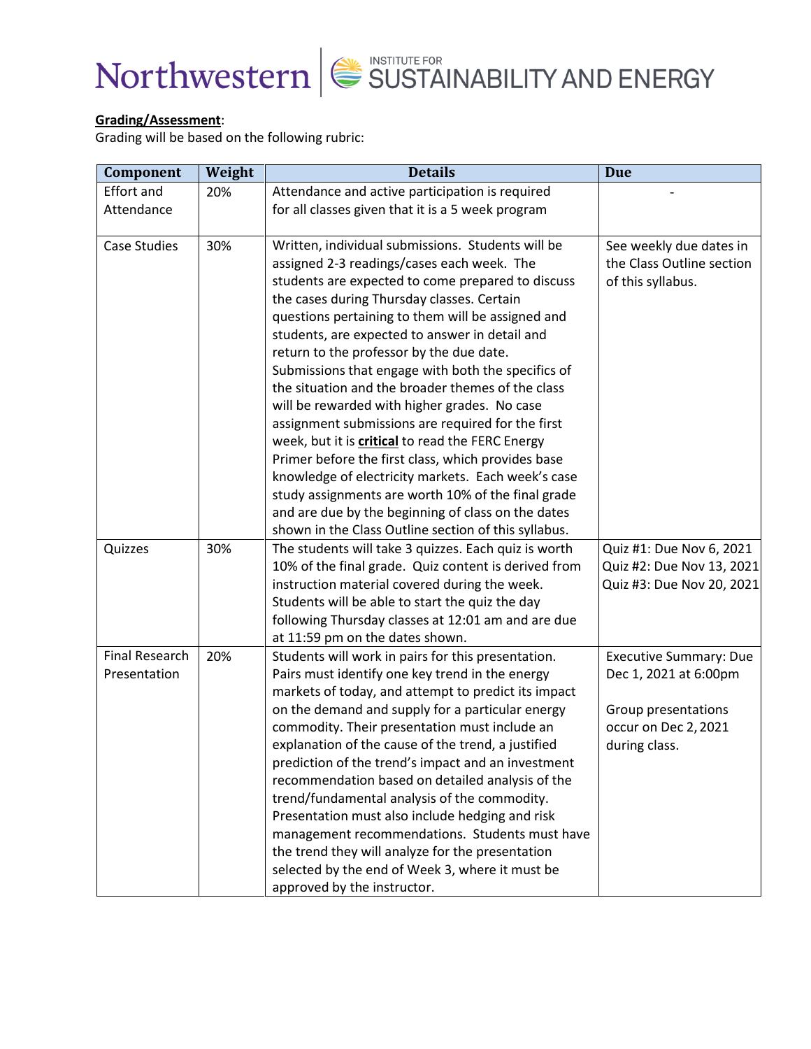**Grading/Assessment**:
Grading will be based on the following rubric:

| Component | Weight | Details | Due |
|---|---|---|---|
| Effort and Attendance | 20% | Attendance and active participation is required for all classes given that it is a 5 week program | - |
| Case Studies | 30% | Written, individual submissions. Students will be assigned 2-3 readings/cases each week. The students are expected to come prepared to discuss the cases during Thursday classes. Certain questions pertaining to them will be assigned and students, are expected to answer in detail and return to the professor by the due date. Submissions that engage with both the specifics of the situation and the broader themes of the class will be rewarded with higher grades. No case assignment submissions are required for the first week, but it is **critical** to read the FERC Energy Primer before the first class, which provides base knowledge of electricity markets. Each week's case study assignments are worth 10% of the final grade and are due by the beginning of class on the dates shown in the Class Outline section of this syllabus. | See weekly due dates in the Class Outline section of this syllabus. |
| Quizzes | 30% | The students will take 3 quizzes. Each quiz is worth 10% of the final grade. Quiz content is derived from instruction material covered during the week. Students will be able to start the quiz the day following Thursday classes at 12:01 am and are due at 11:59 pm on the dates shown. | Quiz #1: Due Nov 6, 2021<br>Quiz #2: Due Nov 13, 2021<br>Quiz #3: Due Nov 20, 2021 |
| Final Research Presentation | 20% | Students will work in pairs for this presentation. Pairs must identify one key trend in the energy markets of today, and attempt to predict its impact on the demand and supply for a particular energy commodity. Their presentation must include an explanation of the cause of the trend, a justified prediction of the trend's impact and an investment recommendation based on detailed analysis of the trend/fundamental analysis of the commodity. Presentation must also include hedging and risk management recommendations. Students must have the trend they will analyze for the presentation selected by the end of Week 3, where it must be approved by the instructor. | Executive Summary: Due Dec 1, 2021 at 6:00pm<br><br>Group presentations occur on Dec 2, 2021 during class. |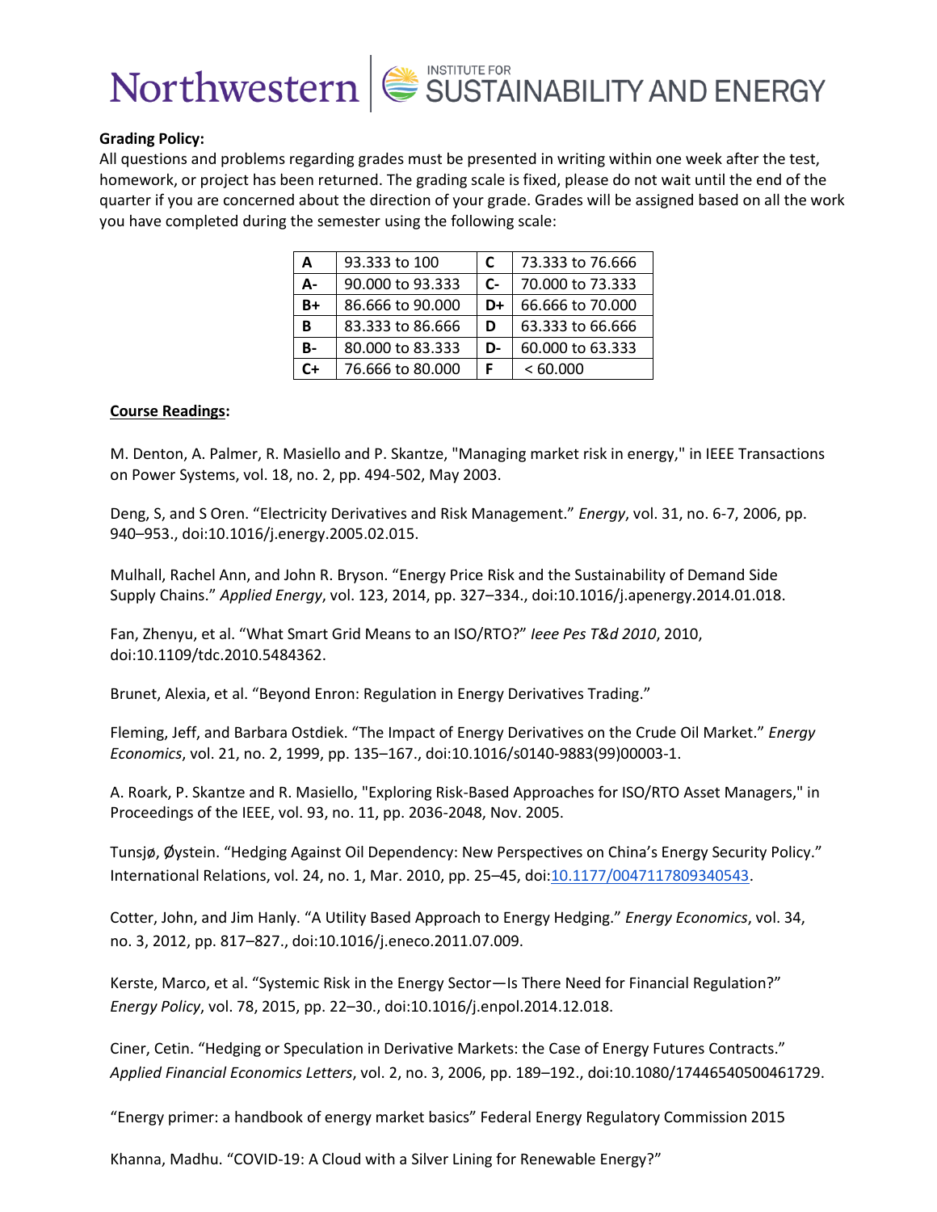**Grading Policy:**
All questions and problems regarding grades must be presented in writing within one week after the test, homework, or project has been returned. The grading scale is fixed, please do not wait until the end of the quarter if you are concerned about the direction of your grade. Grades will be assigned based on all the work you have completed during the semester using the following scale:

| **A** | 93.333 to 100 | **C** | 73.333 to 76.666 |
|---|---|---|---|
| **A-** | 90.000 to 93.333 | **C-** | 70.000 to 73.333 |
| **B+** | 86.666 to 90.000 | **D+** | 66.666 to 70.000 |
| **B** | 83.333 to 86.666 | **D** | 63.333 to 66.666 |
| **B-** | 80.000 to 83.333 | **D-** | 60.000 to 63.333 |
| **C+** | 76.666 to 80.000 | **F** | < 60.000 |

**Course Readings:**

M. Denton, A. Palmer, R. Masiello and P. Skantze, "Managing market risk in energy," in IEEE Transactions on Power Systems, vol. 18, no. 2, pp. 494-502, May 2003.

Deng, S, and S Oren. "Electricity Derivatives and Risk Management." *Energy*, vol. 31, no. 6-7, 2006, pp. 940–953., doi:10.1016/j.energy.2005.02.015.

Mulhall, Rachel Ann, and John R. Bryson. "Energy Price Risk and the Sustainability of Demand Side Supply Chains." *Applied Energy*, vol. 123, 2014, pp. 327–334., doi:10.1016/j.apenergy.2014.01.018.

Fan, Zhenyu, et al. "What Smart Grid Means to an ISO/RTO?" *Ieee Pes T&d 2010*, 2010, doi:10.1109/tdc.2010.5484362.

Brunet, Alexia, et al. "Beyond Enron: Regulation in Energy Derivatives Trading."

Fleming, Jeff, and Barbara Ostdiek. "The Impact of Energy Derivatives on the Crude Oil Market." *Energy Economics*, vol. 21, no. 2, 1999, pp. 135–167., doi:10.1016/s0140-9883(99)00003-1.

A. Roark, P. Skantze and R. Masiello, "Exploring Risk-Based Approaches for ISO/RTO Asset Managers," in Proceedings of the IEEE, vol. 93, no. 11, pp. 2036-2048, Nov. 2005.

Tunsjø, Øystein. "Hedging Against Oil Dependency: New Perspectives on China's Energy Security Policy." International Relations, vol. 24, no. 1, Mar. 2010, pp. 25–45, doi:10.1177/0047117809340543.

Cotter, John, and Jim Hanly. "A Utility Based Approach to Energy Hedging." *Energy Economics*, vol. 34, no. 3, 2012, pp. 817–827., doi:10.1016/j.eneco.2011.07.009.

Kerste, Marco, et al. "Systemic Risk in the Energy Sector—Is There Need for Financial Regulation?" *Energy Policy*, vol. 78, 2015, pp. 22–30., doi:10.1016/j.enpol.2014.12.018.

Ciner, Cetin. "Hedging or Speculation in Derivative Markets: the Case of Energy Futures Contracts." *Applied Financial Economics Letters*, vol. 2, no. 3, 2006, pp. 189–192., doi:10.1080/17446540500461729.

"Energy primer: a handbook of energy market basics" Federal Energy Regulatory Commission 2015

Khanna, Madhu. "COVID-19: A Cloud with a Silver Lining for Renewable Energy?"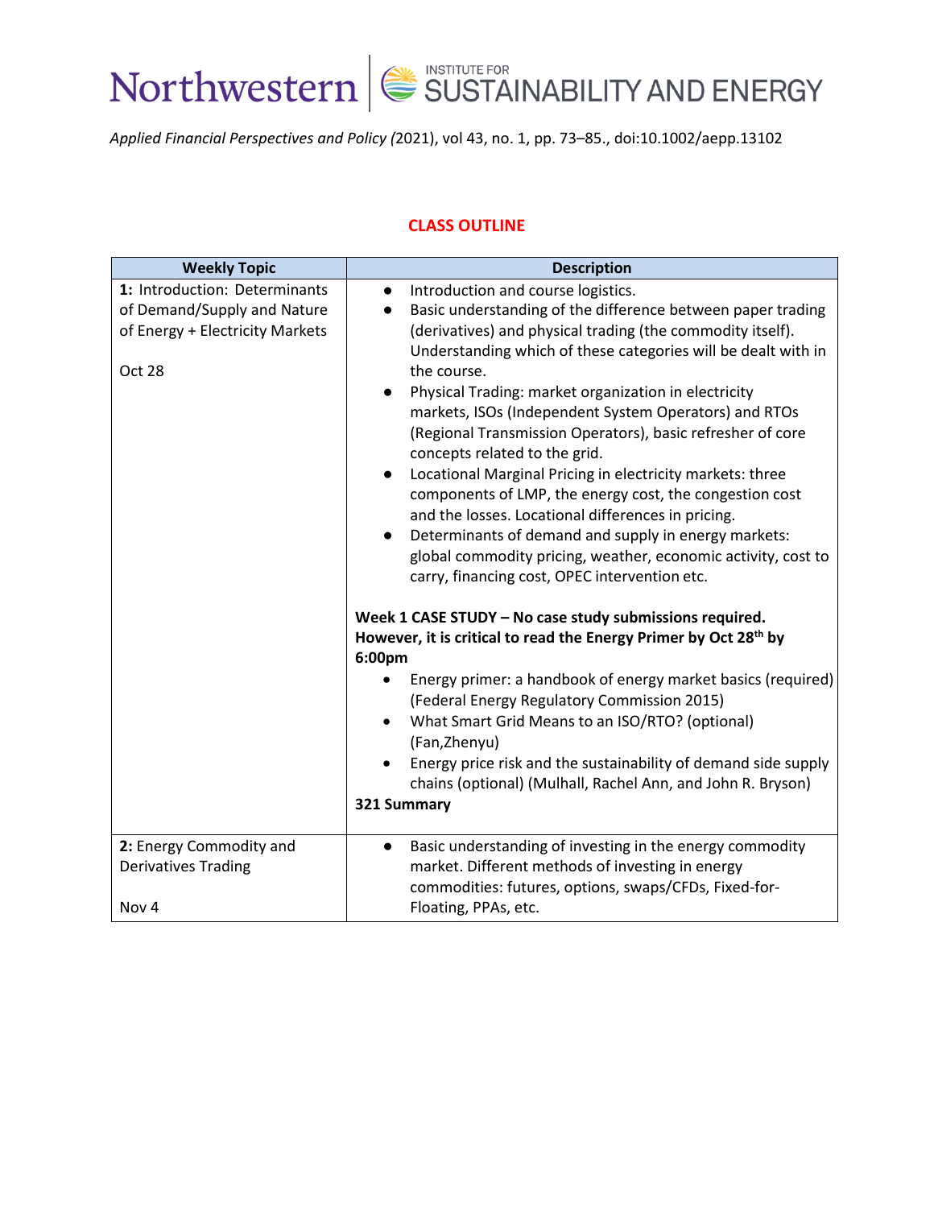*Applied Financial Perspectives and Policy (*2021), vol 43, no. 1, pp. 73–85., doi:10.1002/aepp.13102

## CLASS OUTLINE

| Weekly Topic | Description |
| --- | --- |
| **1:** Introduction: Determinants of Demand/Supply and Nature of Energy + Electricity Markets<br><br>Oct 28 | ● Introduction and course logistics.<br>● Basic understanding of the difference between paper trading (derivatives) and physical trading (the commodity itself). Understanding which of these categories will be dealt with in the course.<br>● Physical Trading: market organization in electricity markets, ISOs (Independent System Operators) and RTOs (Regional Transmission Operators), basic refresher of core concepts related to the grid.<br>● Locational Marginal Pricing in electricity markets: three components of LMP, the energy cost, the congestion cost and the losses. Locational differences in pricing.<br>● Determinants of demand and supply in energy markets: global commodity pricing, weather, economic activity, cost to carry, financing cost, OPEC intervention etc.<br><br>**Week 1 CASE STUDY – No case study submissions required. However, it is critical to read the Energy Primer by Oct 28th by 6:00pm**<br>• Energy primer: a handbook of energy market basics (required) (Federal Energy Regulatory Commission 2015)<br>• What Smart Grid Means to an ISO/RTO? (optional) (Fan,Zhenyu)<br>• Energy price risk and the sustainability of demand side supply chains (optional) (Mulhall, Rachel Ann, and John R. Bryson)<br>**321 Summary** |
| **2:** Energy Commodity and Derivatives Trading<br><br>Nov 4 | ● Basic understanding of investing in the energy commodity market. Different methods of investing in energy commodities: futures, options, swaps/CFDs, Fixed-for-Floating, PPAs, etc. |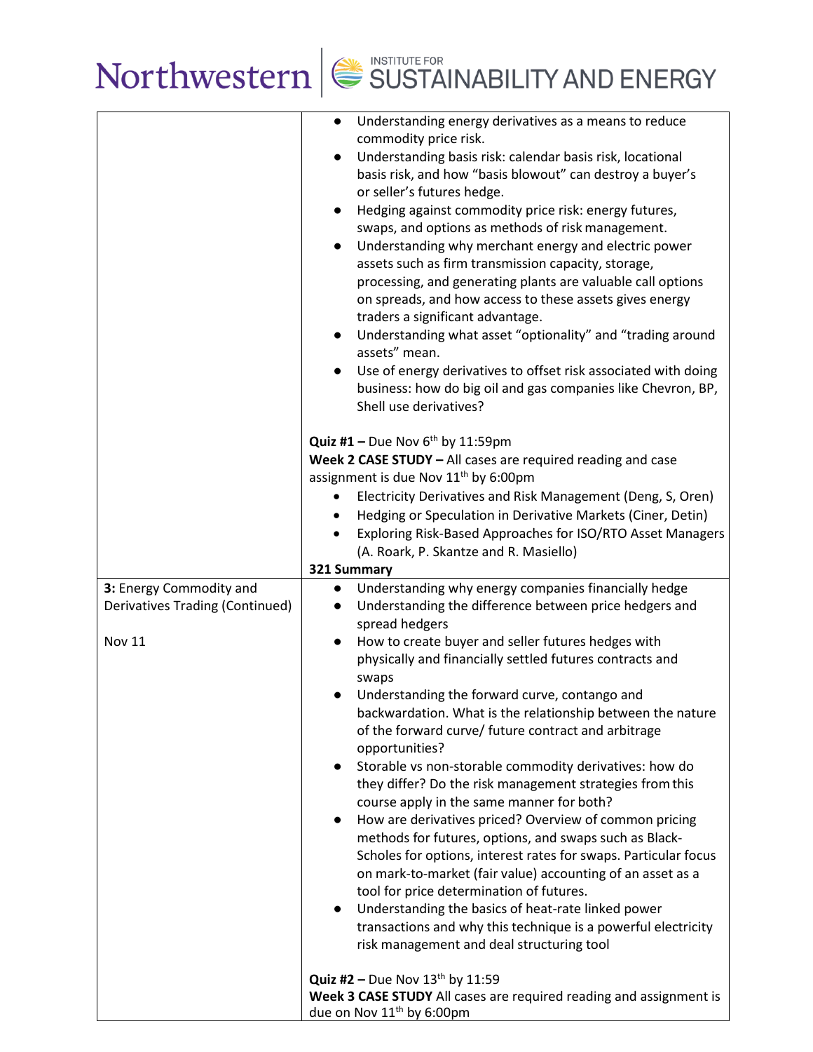| | |
|---|---|
| | ● Understanding energy derivatives as a means to reduce commodity price risk.<br>● Understanding basis risk: calendar basis risk, locational basis risk, and how "basis blowout" can destroy a buyer's or seller's futures hedge.<br>● Hedging against commodity price risk: energy futures, swaps, and options as methods of risk management.<br>● Understanding why merchant energy and electric power assets such as firm transmission capacity, storage, processing, and generating plants are valuable call options on spreads, and how access to these assets gives energy traders a significant advantage.<br>● Understanding what asset "optionality" and "trading around assets" mean.<br>● Use of energy derivatives to offset risk associated with doing business: how do big oil and gas companies like Chevron, BP, Shell use derivatives?<br><br>**Quiz #1 –** Due Nov 6th by 11:59pm<br>**Week 2 CASE STUDY –** All cases are required reading and case assignment is due Nov 11th by 6:00pm<br>• Electricity Derivatives and Risk Management (Deng, S, Oren)<br>• Hedging or Speculation in Derivative Markets (Ciner, Detin)<br>• Exploring Risk-Based Approaches for ISO/RTO Asset Managers (A. Roark, P. Skantze and R. Masiello)<br>**321 Summary** |
| **3:** Energy Commodity and Derivatives Trading (Continued)<br><br>Nov 11 | ● Understanding why energy companies financially hedge<br>● Understanding the difference between price hedgers and spread hedgers<br>● How to create buyer and seller futures hedges with physically and financially settled futures contracts and swaps<br>● Understanding the forward curve, contango and backwardation. What is the relationship between the nature of the forward curve/ future contract and arbitrage opportunities?<br>● Storable vs non-storable commodity derivatives: how do they differ? Do the risk management strategies from this course apply in the same manner for both?<br>● How are derivatives priced? Overview of common pricing methods for futures, options, and swaps such as Black-Scholes for options, interest rates for swaps. Particular focus on mark-to-market (fair value) accounting of an asset as a tool for price determination of futures.<br>● Understanding the basics of heat-rate linked power transactions and why this technique is a powerful electricity risk management and deal structuring tool<br><br>**Quiz #2 –** Due Nov 13th by 11:59<br>**Week 3 CASE STUDY** All cases are required reading and assignment is due on Nov 11th by 6:00pm |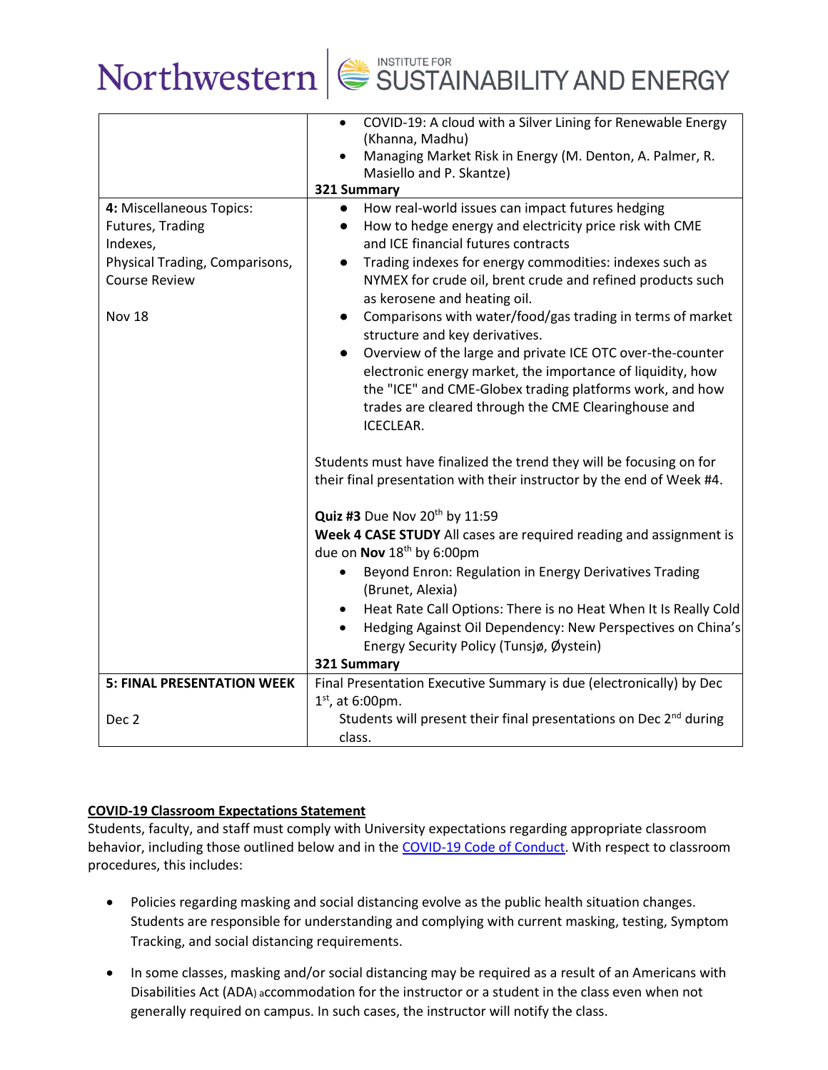| | |
|---|---|
| | • COVID-19: A cloud with a Silver Lining for Renewable Energy (Khanna, Madhu)<br>• Managing Market Risk in Energy (M. Denton, A. Palmer, R. Masiello and P. Skantze)<br>**321 Summary** |
| **4:** Miscellaneous Topics: Futures, Trading Indexes, Physical Trading, Comparisons, Course Review<br><br>Nov 18 | • How real-world issues can impact futures hedging<br>• How to hedge energy and electricity price risk with CME and ICE financial futures contracts<br>• Trading indexes for energy commodities: indexes such as NYMEX for crude oil, brent crude and refined products such as kerosene and heating oil.<br>• Comparisons with water/food/gas trading in terms of market structure and key derivatives.<br>• Overview of the large and private ICE OTC over-the-counter electronic energy market, the importance of liquidity, how the "ICE" and CME-Globex trading platforms work, and how trades are cleared through the CME Clearinghouse and ICECLEAR.<br><br>Students must have finalized the trend they will be focusing on for their final presentation with their instructor by the end of Week #4.<br><br>**Quiz #3** Due Nov 20th by 11:59<br>**Week 4 CASE STUDY** All cases are required reading and assignment is due on **Nov** 18th by 6:00pm<br>• Beyond Enron: Regulation in Energy Derivatives Trading (Brunet, Alexia)<br>• Heat Rate Call Options: There is no Heat When It Is Really Cold<br>• Hedging Against Oil Dependency: New Perspectives on China's Energy Security Policy (Tunsjø, Øystein)<br>**321 Summary** |
| **5: FINAL PRESENTATION WEEK**<br><br>Dec 2 | Final Presentation Executive Summary is due (electronically) by Dec 1st, at 6:00pm.<br>Students will present their final presentations on Dec 2nd during class. |

**COVID-19 Classroom Expectations Statement**

Students, faculty, and staff must comply with University expectations regarding appropriate classroom behavior, including those outlined below and in the COVID-19 Code of Conduct. With respect to classroom procedures, this includes:

- Policies regarding masking and social distancing evolve as the public health situation changes. Students are responsible for understanding and complying with current masking, testing, Symptom Tracking, and social distancing requirements.
- In some classes, masking and/or social distancing may be required as a result of an Americans with Disabilities Act (ADA) accommodation for the instructor or a student in the class even when not generally required on campus. In such cases, the instructor will notify the class.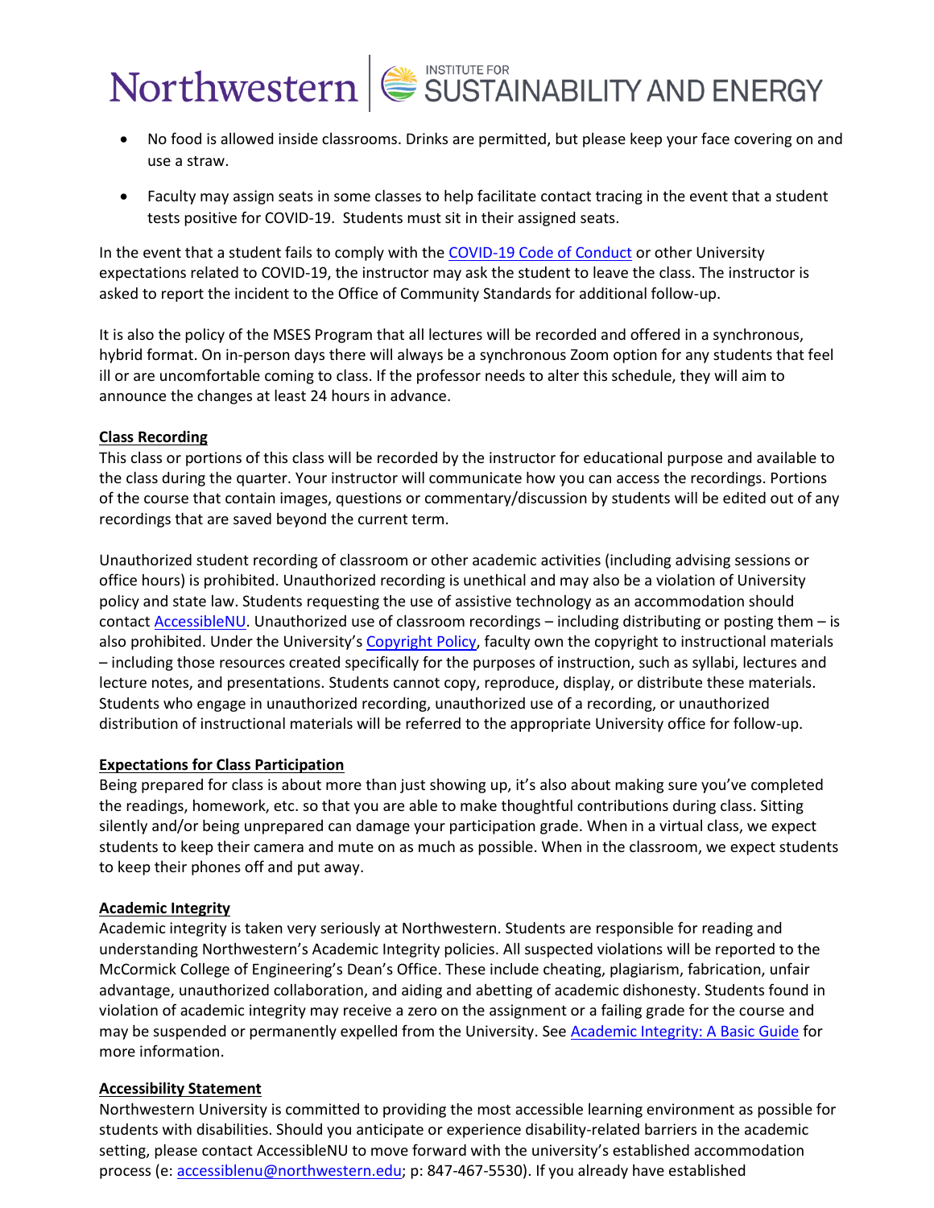- No food is allowed inside classrooms. Drinks are permitted, but please keep your face covering on and use a straw.

- Faculty may assign seats in some classes to help facilitate contact tracing in the event that a student tests positive for COVID-19. Students must sit in their assigned seats.

In the event that a student fails to comply with the COVID-19 Code of Conduct or other University expectations related to COVID-19, the instructor may ask the student to leave the class. The instructor is asked to report the incident to the Office of Community Standards for additional follow-up.

It is also the policy of the MSES Program that all lectures will be recorded and offered in a synchronous, hybrid format. On in-person days there will always be a synchronous Zoom option for any students that feel ill or are uncomfortable coming to class. If the professor needs to alter this schedule, they will aim to announce the changes at least 24 hours in advance.

**Class Recording**

This class or portions of this class will be recorded by the instructor for educational purpose and available to the class during the quarter. Your instructor will communicate how you can access the recordings. Portions of the course that contain images, questions or commentary/discussion by students will be edited out of any recordings that are saved beyond the current term.

Unauthorized student recording of classroom or other academic activities (including advising sessions or office hours) is prohibited. Unauthorized recording is unethical and may also be a violation of University policy and state law. Students requesting the use of assistive technology as an accommodation should contact AccessibleNU. Unauthorized use of classroom recordings – including distributing or posting them – is also prohibited. Under the University's Copyright Policy, faculty own the copyright to instructional materials – including those resources created specifically for the purposes of instruction, such as syllabi, lectures and lecture notes, and presentations. Students cannot copy, reproduce, display, or distribute these materials. Students who engage in unauthorized recording, unauthorized use of a recording, or unauthorized distribution of instructional materials will be referred to the appropriate University office for follow-up.

**Expectations for Class Participation**

Being prepared for class is about more than just showing up, it's also about making sure you've completed the readings, homework, etc. so that you are able to make thoughtful contributions during class. Sitting silently and/or being unprepared can damage your participation grade. When in a virtual class, we expect students to keep their camera and mute on as much as possible. When in the classroom, we expect students to keep their phones off and put away.

**Academic Integrity**

Academic integrity is taken very seriously at Northwestern. Students are responsible for reading and understanding Northwestern's Academic Integrity policies. All suspected violations will be reported to the McCormick College of Engineering's Dean's Office. These include cheating, plagiarism, fabrication, unfair advantage, unauthorized collaboration, and aiding and abetting of academic dishonesty. Students found in violation of academic integrity may receive a zero on the assignment or a failing grade for the course and may be suspended or permanently expelled from the University. See Academic Integrity: A Basic Guide for more information.

**Accessibility Statement**

Northwestern University is committed to providing the most accessible learning environment as possible for students with disabilities. Should you anticipate or experience disability-related barriers in the academic setting, please contact AccessibleNU to move forward with the university's established accommodation process (e: accessiblenu@northwestern.edu; p: 847-467-5530). If you already have established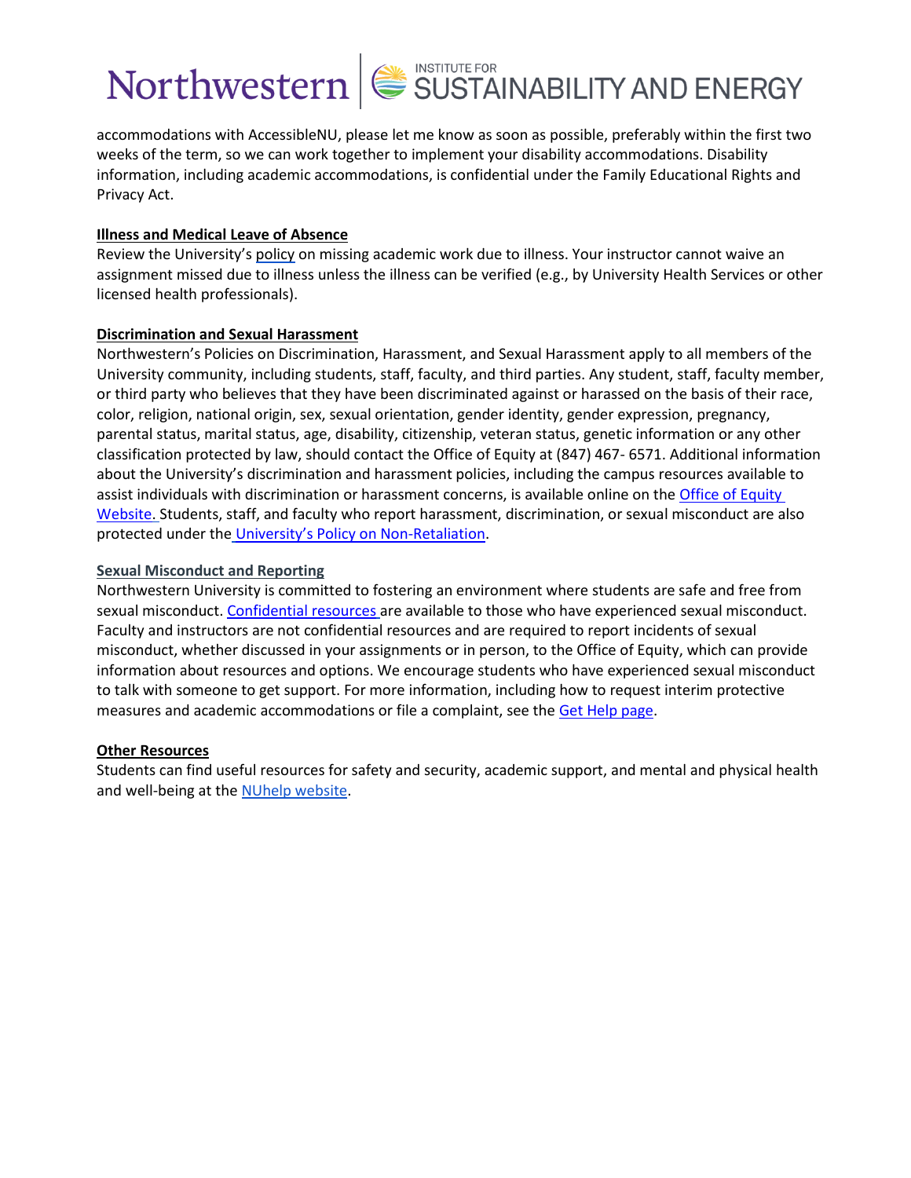accommodations with AccessibleNU, please let me know as soon as possible, preferably within the first two weeks of the term, so we can work together to implement your disability accommodations. Disability information, including academic accommodations, is confidential under the Family Educational Rights and Privacy Act.

**Illness and Medical Leave of Absence**

Review the University's policy on missing academic work due to illness. Your instructor cannot waive an assignment missed due to illness unless the illness can be verified (e.g., by University Health Services or other licensed health professionals).

**Discrimination and Sexual Harassment**

Northwestern's Policies on Discrimination, Harassment, and Sexual Harassment apply to all members of the University community, including students, staff, faculty, and third parties. Any student, staff, faculty member, or third party who believes that they have been discriminated against or harassed on the basis of their race, color, religion, national origin, sex, sexual orientation, gender identity, gender expression, pregnancy, parental status, marital status, age, disability, citizenship, veteran status, genetic information or any other classification protected by law, should contact the Office of Equity at (847) 467- 6571. Additional information about the University's discrimination and harassment policies, including the campus resources available to assist individuals with discrimination or harassment concerns, is available online on the Office of Equity Website. Students, staff, and faculty who report harassment, discrimination, or sexual misconduct are also protected under the University's Policy on Non-Retaliation.

**Sexual Misconduct and Reporting**

Northwestern University is committed to fostering an environment where students are safe and free from sexual misconduct. Confidential resources are available to those who have experienced sexual misconduct. Faculty and instructors are not confidential resources and are required to report incidents of sexual misconduct, whether discussed in your assignments or in person, to the Office of Equity, which can provide information about resources and options. We encourage students who have experienced sexual misconduct to talk with someone to get support. For more information, including how to request interim protective measures and academic accommodations or file a complaint, see the Get Help page.

**Other Resources**

Students can find useful resources for safety and security, academic support, and mental and physical health and well-being at the NUhelp website.